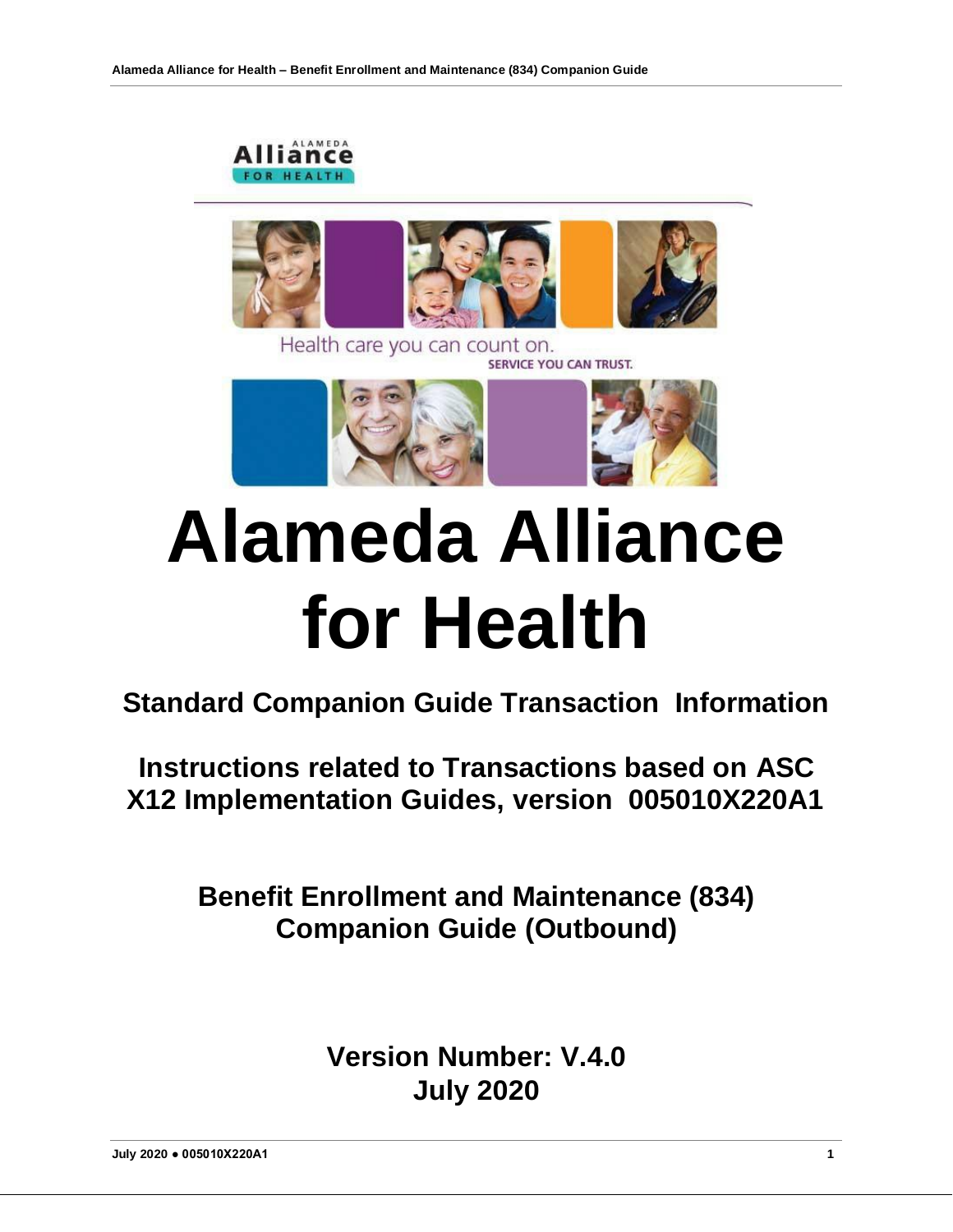# Alameda Alliance for Health

## Standard Companion Guide Transaction Information

### Instructions related to Transactions based on ASC X12 Implementation Guides, version 005010X220A1

### Benefit Enrollment and Maintenance (834) Companion Guide (Outbound)

**Version Number: V.4.0**
**July 2020**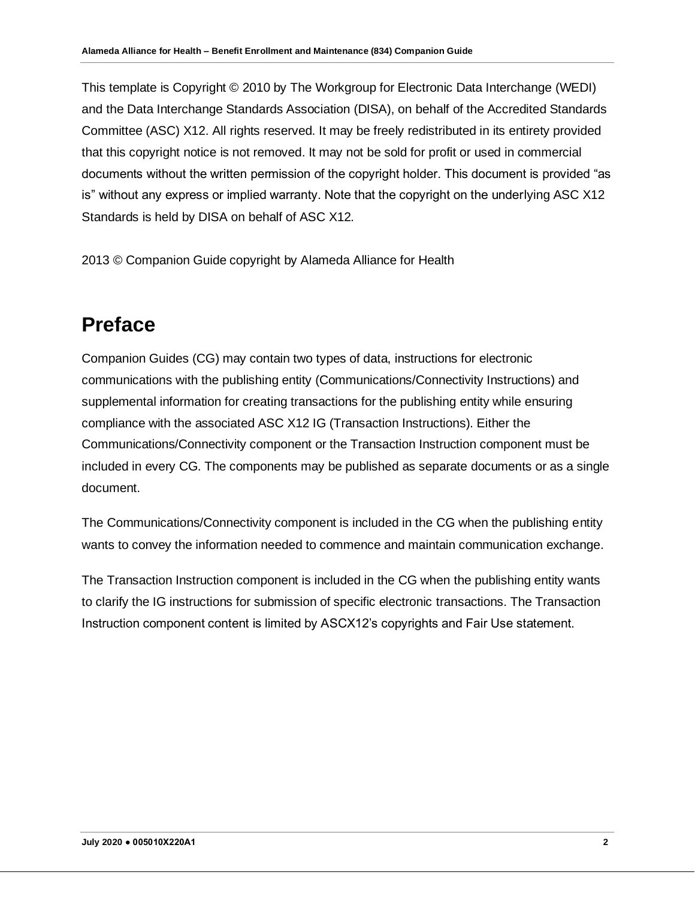This template is Copyright © 2010 by The Workgroup for Electronic Data Interchange (WEDI) and the Data Interchange Standards Association (DISA), on behalf of the Accredited Standards Committee (ASC) X12. All rights reserved. It may be freely redistributed in its entirety provided that this copyright notice is not removed. It may not be sold for profit or used in commercial documents without the written permission of the copyright holder. This document is provided "as is" without any express or implied warranty. Note that the copyright on the underlying ASC X12 Standards is held by DISA on behalf of ASC X12.

2013 © Companion Guide copyright by Alameda Alliance for Health

# Preface

Companion Guides (CG) may contain two types of data, instructions for electronic communications with the publishing entity (Communications/Connectivity Instructions) and supplemental information for creating transactions for the publishing entity while ensuring compliance with the associated ASC X12 IG (Transaction Instructions). Either the Communications/Connectivity component or the Transaction Instruction component must be included in every CG. The components may be published as separate documents or as a single document.

The Communications/Connectivity component is included in the CG when the publishing entity wants to convey the information needed to commence and maintain communication exchange.

The Transaction Instruction component is included in the CG when the publishing entity wants to clarify the IG instructions for submission of specific electronic transactions. The Transaction Instruction component content is limited by ASCX12's copyrights and Fair Use statement.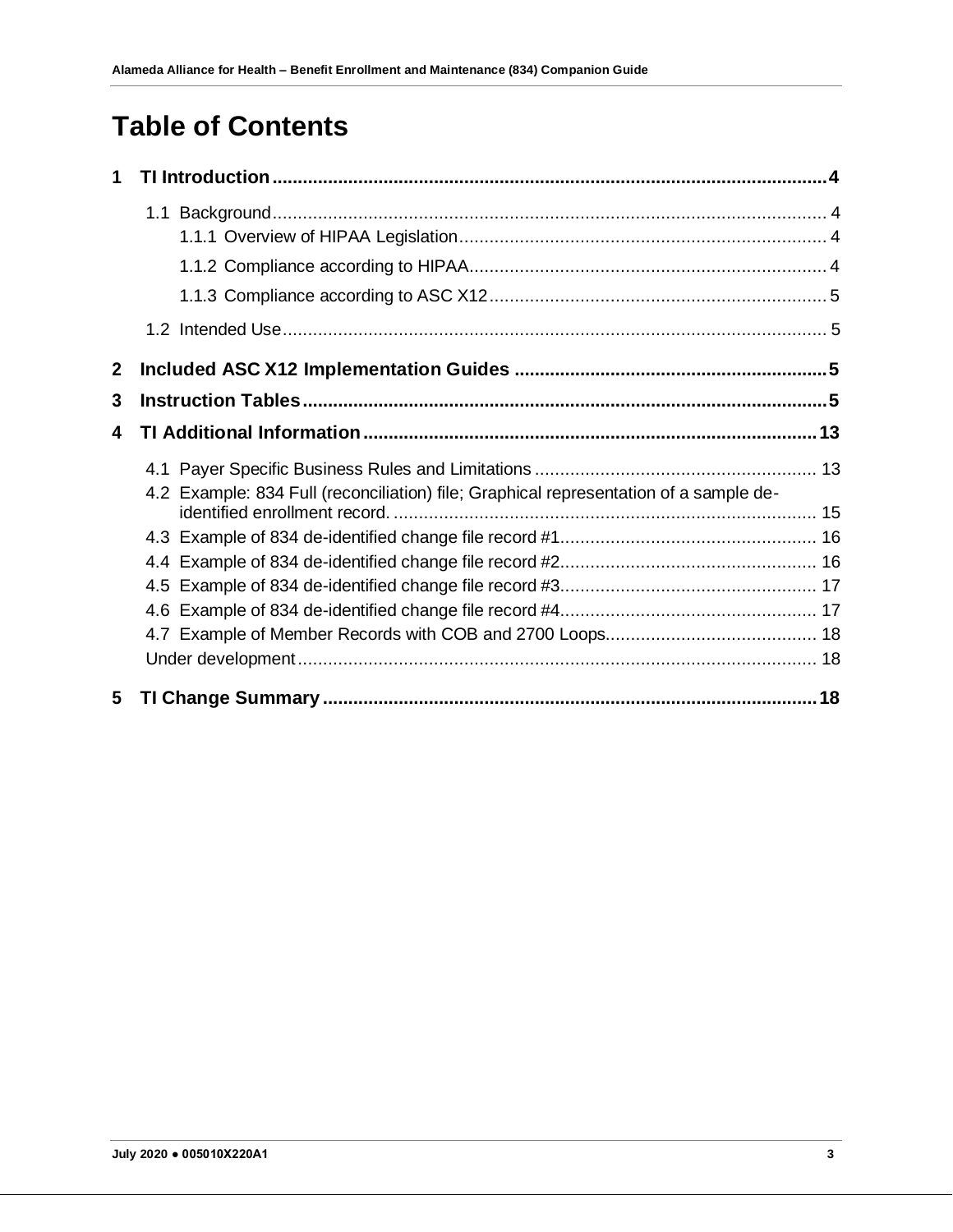# Table of Contents

1 TI Introduction ....................................................................................................4

1.1 Background ........................................................................................................ 4

1.1.1 Overview of HIPAA Legislation ........................................................................ 4

1.1.2 Compliance according to HIPAA ...................................................................... 4

1.1.3 Compliance according to ASC X12 .................................................................. 5

1.2 Intended Use ...................................................................................................... 5

2 Included ASC X12 Implementation Guides .............................................................5

3 Instruction Tables ....................................................................................................5

4 TI Additional Information .......................................................................................13

4.1 Payer Specific Business Rules and Limitations ..................................................... 13

4.2 Example: 834 Full (reconciliation) file; Graphical representation of a sample de-identified enrollment record. ................................................................................. 15

4.3 Example of 834 de-identified change file record #1 ................................................ 16

4.4 Example of 834 de-identified change file record #2 ................................................ 16

4.5 Example of 834 de-identified change file record #3 ................................................ 17

4.6 Example of 834 de-identified change file record #4 ................................................ 17

4.7 Example of Member Records with COB and 2700 Loops ......................................... 18

Under development ................................................................................................... 18

5 TI Change Summary ...............................................................................................18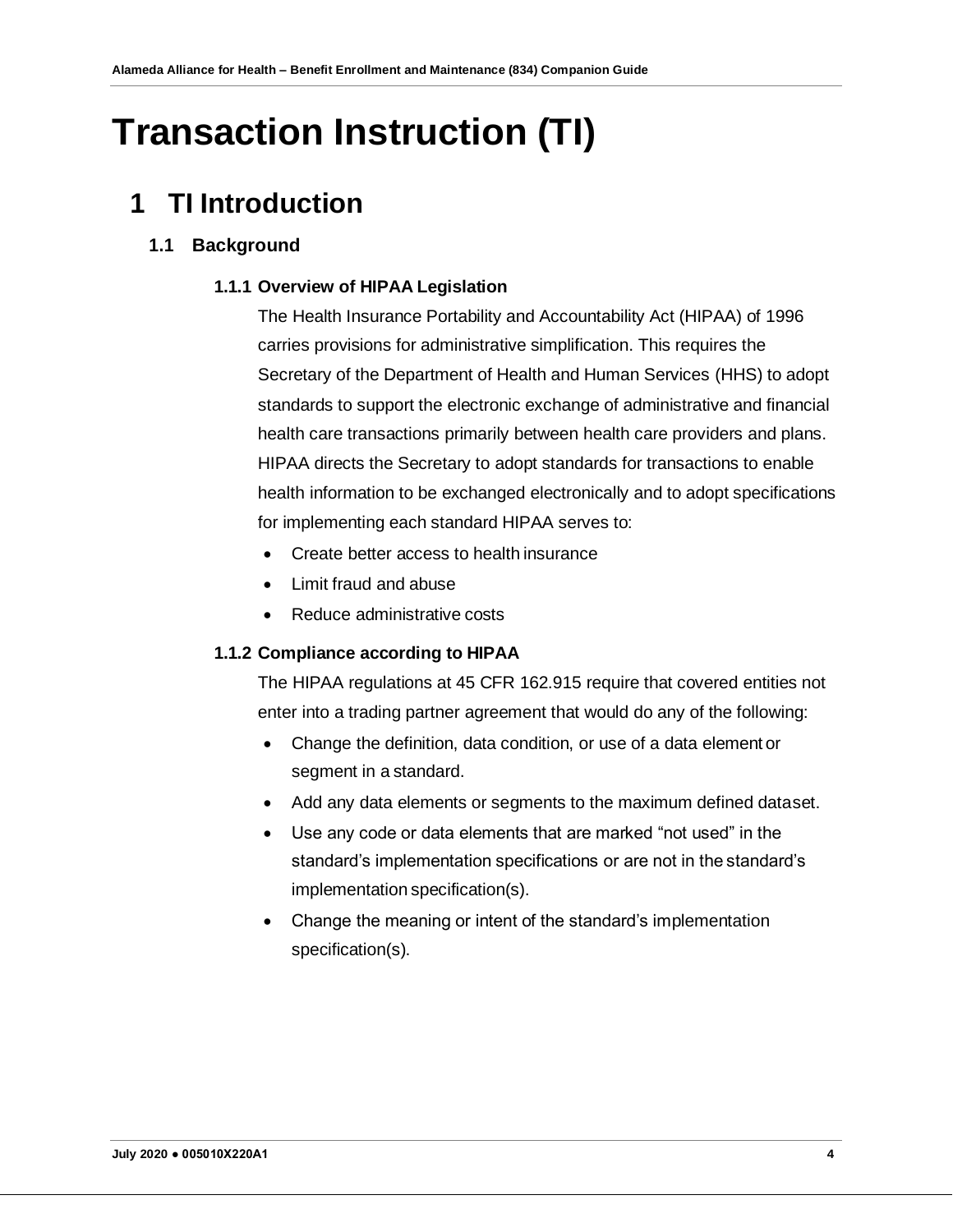# Transaction Instruction (TI)

## 1 TI Introduction

### 1.1 Background

#### 1.1.1 Overview of HIPAA Legislation

The Health Insurance Portability and Accountability Act (HIPAA) of 1996 carries provisions for administrative simplification. This requires the Secretary of the Department of Health and Human Services (HHS) to adopt standards to support the electronic exchange of administrative and financial health care transactions primarily between health care providers and plans. HIPAA directs the Secretary to adopt standards for transactions to enable health information to be exchanged electronically and to adopt specifications for implementing each standard HIPAA serves to:

- Create better access to health insurance
- Limit fraud and abuse
- Reduce administrative costs

#### 1.1.2 Compliance according to HIPAA

The HIPAA regulations at 45 CFR 162.915 require that covered entities not enter into a trading partner agreement that would do any of the following:

- Change the definition, data condition, or use of a data element or segment in a standard.
- Add any data elements or segments to the maximum defined dataset.
- Use any code or data elements that are marked “not used” in the standard’s implementation specifications or are not in the standard’s implementation specification(s).
- Change the meaning or intent of the standard’s implementation specification(s).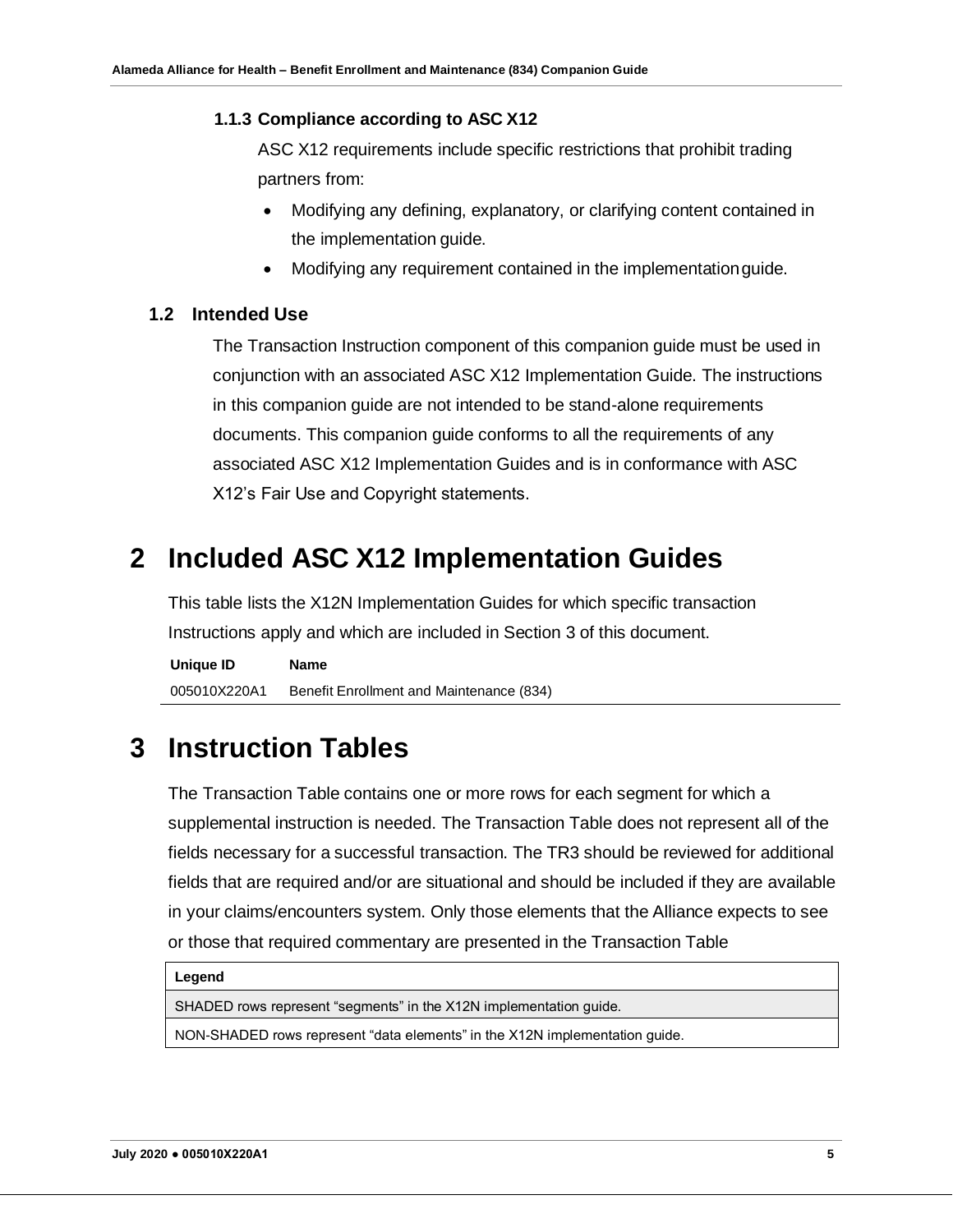### 1.1.3 Compliance according to ASC X12

ASC X12 requirements include specific restrictions that prohibit trading partners from:

- Modifying any defining, explanatory, or clarifying content contained in the implementation guide.
- Modifying any requirement contained in the implementation guide.

## 1.2 Intended Use

The Transaction Instruction component of this companion guide must be used in conjunction with an associated ASC X12 Implementation Guide. The instructions in this companion guide are not intended to be stand-alone requirements documents. This companion guide conforms to all the requirements of any associated ASC X12 Implementation Guides and is in conformance with ASC X12's Fair Use and Copyright statements.

# 2 Included ASC X12 Implementation Guides

This table lists the X12N Implementation Guides for which specific transaction Instructions apply and which are included in Section 3 of this document.

| Unique ID | Name |
|---|---|
| 005010X220A1 | Benefit Enrollment and Maintenance (834) |

# 3 Instruction Tables

The Transaction Table contains one or more rows for each segment for which a supplemental instruction is needed. The Transaction Table does not represent all of the fields necessary for a successful transaction. The TR3 should be reviewed for additional fields that are required and/or are situational and should be included if they are available in your claims/encounters system. Only those elements that the Alliance expects to see or those that required commentary are presented in the Transaction Table

| Legend |
|---|
| SHADED rows represent "segments" in the X12N implementation guide. |
| NON-SHADED rows represent "data elements" in the X12N implementation guide. |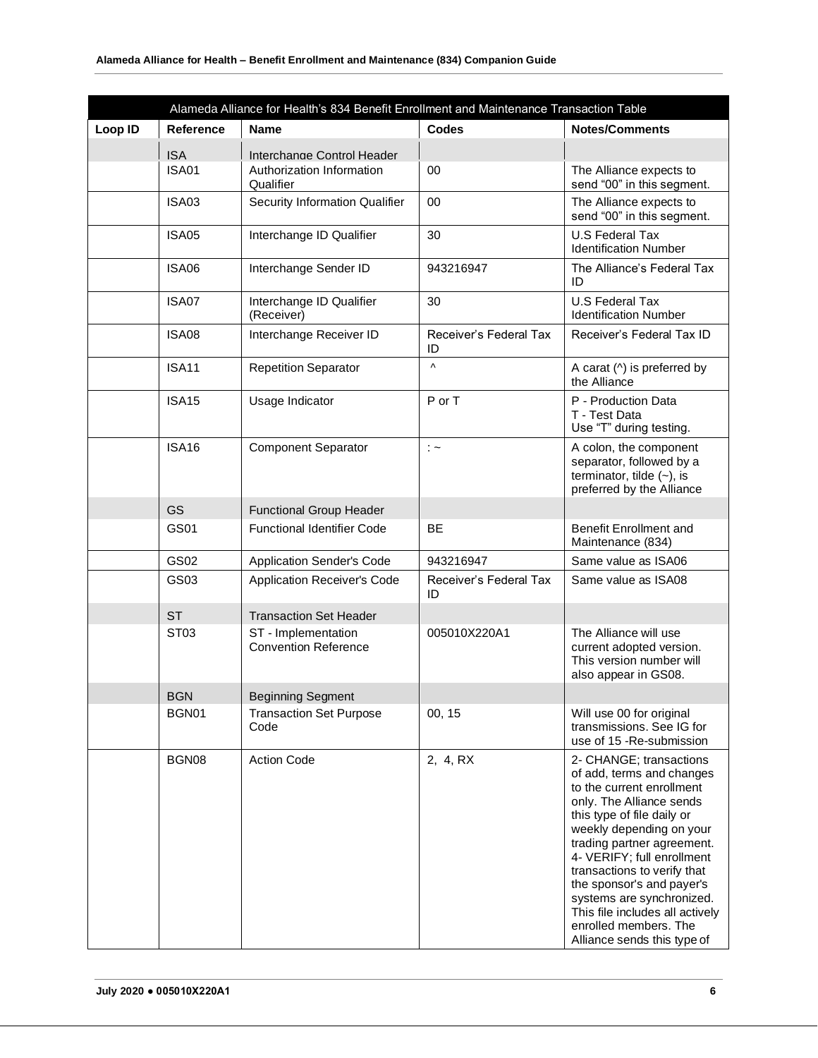| Alameda Alliance for Health's 834 Benefit Enrollment and Maintenance Transaction Table | | | | |
|---|---|---|---|---|
| **Loop ID** | **Reference** | **Name** | **Codes** | **Notes/Comments** |
| | ISA | Interchange Control Header | | |
| | ISA01 | Authorization Information Qualifier | 00 | The Alliance expects to send "00" in this segment. |
| | ISA03 | Security Information Qualifier | 00 | The Alliance expects to send "00" in this segment. |
| | ISA05 | Interchange ID Qualifier | 30 | U.S Federal Tax Identification Number |
| | ISA06 | Interchange Sender ID | 943216947 | The Alliance's Federal Tax ID |
| | ISA07 | Interchange ID Qualifier (Receiver) | 30 | U.S Federal Tax Identification Number |
| | ISA08 | Interchange Receiver ID | Receiver's Federal Tax ID | Receiver's Federal Tax ID |
| | ISA11 | Repetition Separator | ^ | A carat (^) is preferred by the Alliance |
| | ISA15 | Usage Indicator | P or T | P - Production Data<br>T - Test Data<br>Use "T" during testing. |
| | ISA16 | Component Separator | : ~ | A colon, the component separator, followed by a terminator, tilde (~), is preferred by the Alliance |
| | GS | Functional Group Header | | |
| | GS01 | Functional Identifier Code | BE | Benefit Enrollment and Maintenance (834) |
| | GS02 | Application Sender's Code | 943216947 | Same value as ISA06 |
| | GS03 | Application Receiver's Code | Receiver's Federal Tax ID | Same value as ISA08 |
| | ST | Transaction Set Header | | |
| | ST03 | ST - Implementation Convention Reference | 005010X220A1 | The Alliance will use current adopted version. This version number will also appear in GS08. |
| | BGN | Beginning Segment | | |
| | BGN01 | Transaction Set Purpose Code | 00, 15 | Will use 00 for original transmissions. See IG for use of 15 -Re-submission |
| | BGN08 | Action Code | 2, 4, RX | 2- CHANGE; transactions of add, terms and changes to the current enrollment only. The Alliance sends this type of file daily or weekly depending on your trading partner agreement.<br>4- VERIFY; full enrollment transactions to verify that the sponsor's and payer's systems are synchronized. This file includes all actively enrolled members. The Alliance sends this type of |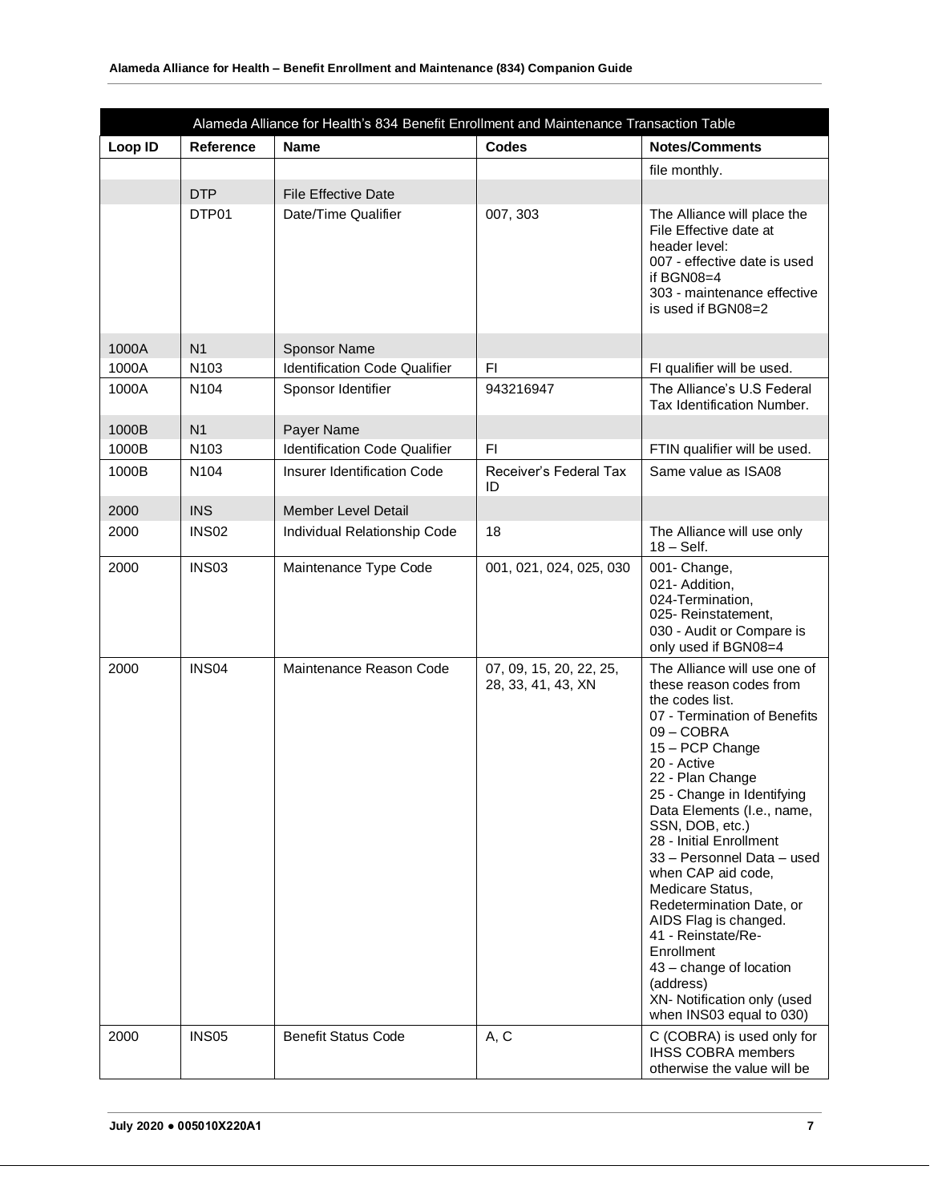| Alameda Alliance for Health's 834 Benefit Enrollment and Maintenance Transaction Table | | | | |
|---|---|---|---|---|
| **Loop ID** | **Reference** | **Name** | **Codes** | **Notes/Comments** |
| | | | | file monthly. |
| | DTP | File Effective Date | | |
| | DTP01 | Date/Time Qualifier | 007, 303 | The Alliance will place the File Effective date at header level:<br>007 - effective date is used if BGN08=4<br>303 - maintenance effective is used if BGN08=2 |
| 1000A | N1 | Sponsor Name | | |
| 1000A | N103 | Identification Code Qualifier | FI | FI qualifier will be used. |
| 1000A | N104 | Sponsor Identifier | 943216947 | The Alliance's U.S Federal Tax Identification Number. |
| 1000B | N1 | Payer Name | | |
| 1000B | N103 | Identification Code Qualifier | FI | FTIN qualifier will be used. |
| 1000B | N104 | Insurer Identification Code | Receiver's Federal Tax ID | Same value as ISA08 |
| 2000 | INS | Member Level Detail | | |
| 2000 | INS02 | Individual Relationship Code | 18 | The Alliance will use only 18 – Self. |
| 2000 | INS03 | Maintenance Type Code | 001, 021, 024, 025, 030 | 001- Change,<br>021- Addition,<br>024-Termination,<br>025- Reinstatement,<br>030 - Audit or Compare is only used if BGN08=4 |
| 2000 | INS04 | Maintenance Reason Code | 07, 09, 15, 20, 22, 25, 28, 33, 41, 43, XN | The Alliance will use one of these reason codes from the codes list.<br>07 - Termination of Benefits<br>09 – COBRA<br>15 – PCP Change<br>20 - Active<br>22 - Plan Change<br>25 - Change in Identifying Data Elements (I.e., name, SSN, DOB, etc.)<br>28 - Initial Enrollment<br>33 – Personnel Data – used when CAP aid code, Medicare Status, Redetermination Date, or AIDS Flag is changed.<br>41 - Reinstate/Re-Enrollment<br>43 – change of location (address)<br>XN- Notification only (used when INS03 equal to 030) |
| 2000 | INS05 | Benefit Status Code | A, C | C (COBRA) is used only for IHSS COBRA members otherwise the value will be |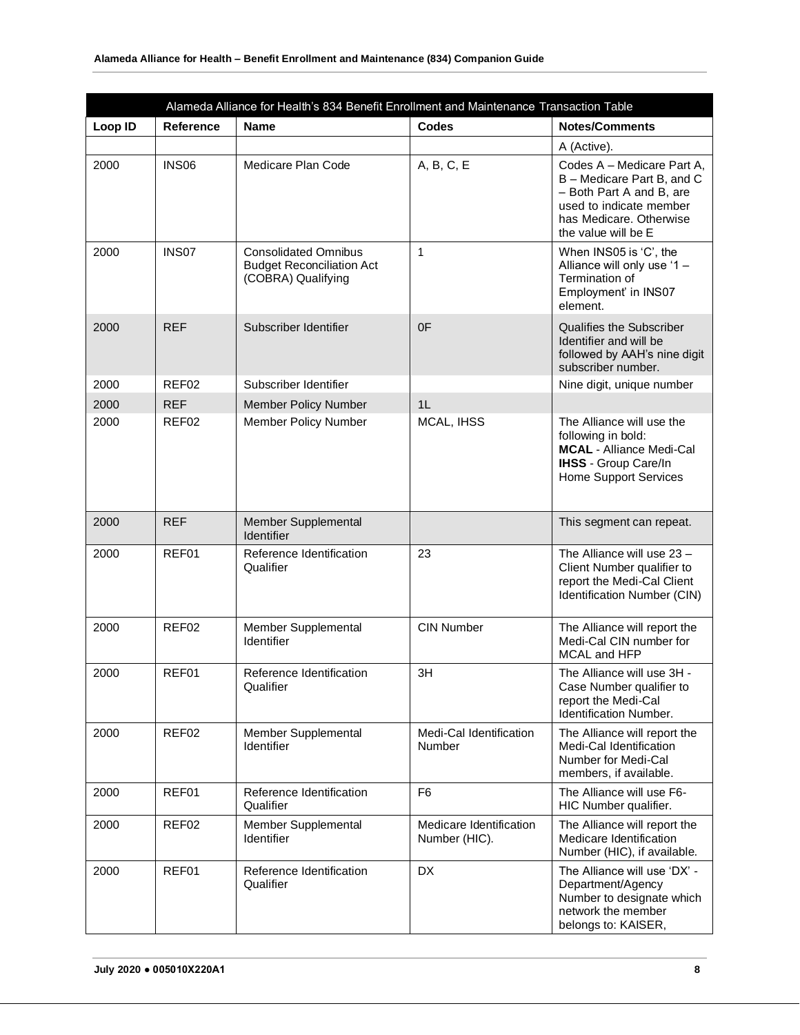| Alameda Alliance for Health's 834 Benefit Enrollment and Maintenance Transaction Table | | | | |
|---|---|---|---|---|
| **Loop ID** | **Reference** | **Name** | **Codes** | **Notes/Comments** |
| | | | | A (Active). |
| 2000 | INS06 | Medicare Plan Code | A, B, C, E | Codes A – Medicare Part A, B – Medicare Part B, and C – Both Part A and B, are used to indicate member has Medicare. Otherwise the value will be E |
| 2000 | INS07 | Consolidated Omnibus Budget Reconciliation Act (COBRA) Qualifying | 1 | When INS05 is 'C', the Alliance will only use '1 – Termination of Employment' in INS07 element. |
| 2000 | REF | Subscriber Identifier | 0F | Qualifies the Subscriber Identifier and will be followed by AAH's nine digit subscriber number. |
| 2000 | REF02 | Subscriber Identifier | | Nine digit, unique number |
| 2000 | REF | Member Policy Number | 1L | |
| 2000 | REF02 | Member Policy Number | MCAL, IHSS | The Alliance will use the following in bold: **MCAL** - Alliance Medi-Cal **IHSS** - Group Care/In Home Support Services |
| 2000 | REF | Member Supplemental Identifier | | This segment can repeat. |
| 2000 | REF01 | Reference Identification Qualifier | 23 | The Alliance will use 23 – Client Number qualifier to report the Medi-Cal Client Identification Number (CIN) |
| 2000 | REF02 | Member Supplemental Identifier | CIN Number | The Alliance will report the Medi-Cal CIN number for MCAL and HFP |
| 2000 | REF01 | Reference Identification Qualifier | 3H | The Alliance will use 3H - Case Number qualifier to report the Medi-Cal Identification Number. |
| 2000 | REF02 | Member Supplemental Identifier | Medi-Cal Identification Number | The Alliance will report the Medi-Cal Identification Number for Medi-Cal members, if available. |
| 2000 | REF01 | Reference Identification Qualifier | F6 | The Alliance will use F6- HIC Number qualifier. |
| 2000 | REF02 | Member Supplemental Identifier | Medicare Identification Number (HIC). | The Alliance will report the Medicare Identification Number (HIC), if available. |
| 2000 | REF01 | Reference Identification Qualifier | DX | The Alliance will use 'DX' - Department/Agency Number to designate which network the member belongs to: KAISER, |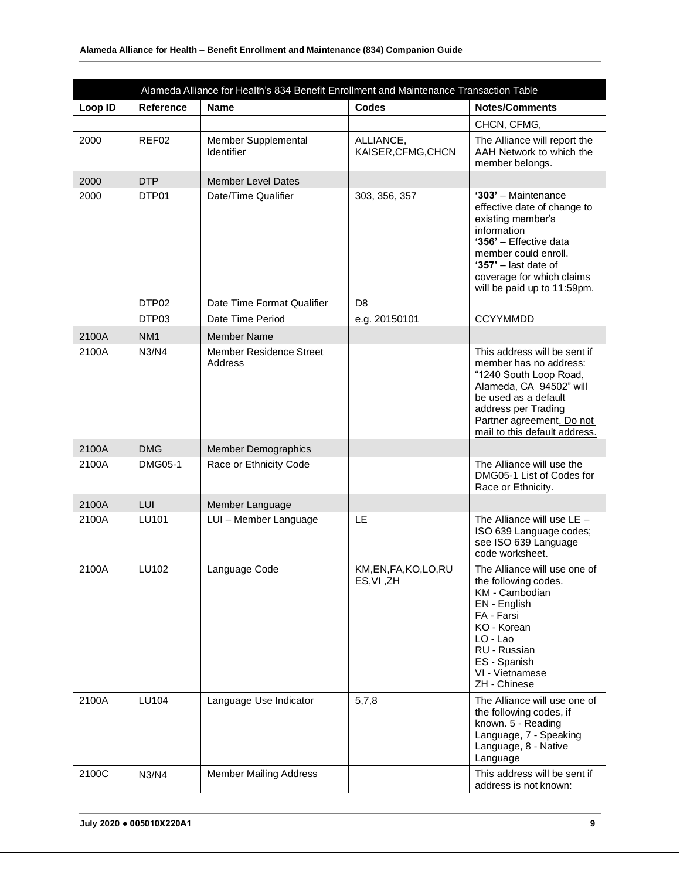| Alameda Alliance for Health's 834 Benefit Enrollment and Maintenance Transaction Table | | | | |
|---|---|---|---|---|
| **Loop ID** | **Reference** | **Name** | **Codes** | **Notes/Comments** |
| | | | | CHCN, CFMG, |
| 2000 | REF02 | Member Supplemental Identifier | ALLIANCE, KAISER,CFMG,CHCN | The Alliance will report the AAH Network to which the member belongs. |
| 2000 | DTP | Member Level Dates | | |
| 2000 | DTP01 | Date/Time Qualifier | 303, 356, 357 | **'303'** – Maintenance effective date of change to existing member's information **'356'** – Effective data member could enroll. **'357'** – last date of coverage for which claims will be paid up to 11:59pm. |
| | DTP02 | Date Time Format Qualifier | D8 | |
| | DTP03 | Date Time Period | e.g. 20150101 | CCYYMMDD |
| 2100A | NM1 | Member Name | | |
| 2100A | N3/N4 | Member Residence Street Address | | This address will be sent if member has no address: "1240 South Loop Road, Alameda, CA 94502" will be used as a default address per Trading Partner agreement. Do not mail to this default address. |
| 2100A | DMG | Member Demographics | | |
| 2100A | DMG05-1 | Race or Ethnicity Code | | The Alliance will use the DMG05-1 List of Codes for Race or Ethnicity. |
| 2100A | LUI | Member Language | | |
| 2100A | LU101 | LUI – Member Language | LE | The Alliance will use LE – ISO 639 Language codes; see ISO 639 Language code worksheet. |
| 2100A | LU102 | Language Code | KM,EN,FA,KO,LO,RU ES,VI ,ZH | The Alliance will use one of the following codes. KM - Cambodian EN - English FA - Farsi KO - Korean LO - Lao RU - Russian ES - Spanish VI - Vietnamese ZH - Chinese |
| 2100A | LU104 | Language Use Indicator | 5,7,8 | The Alliance will use one of the following codes, if known. 5 - Reading Language, 7 - Speaking Language, 8 - Native Language |
| 2100C | N3/N4 | Member Mailing Address | | This address will be sent if address is not known: |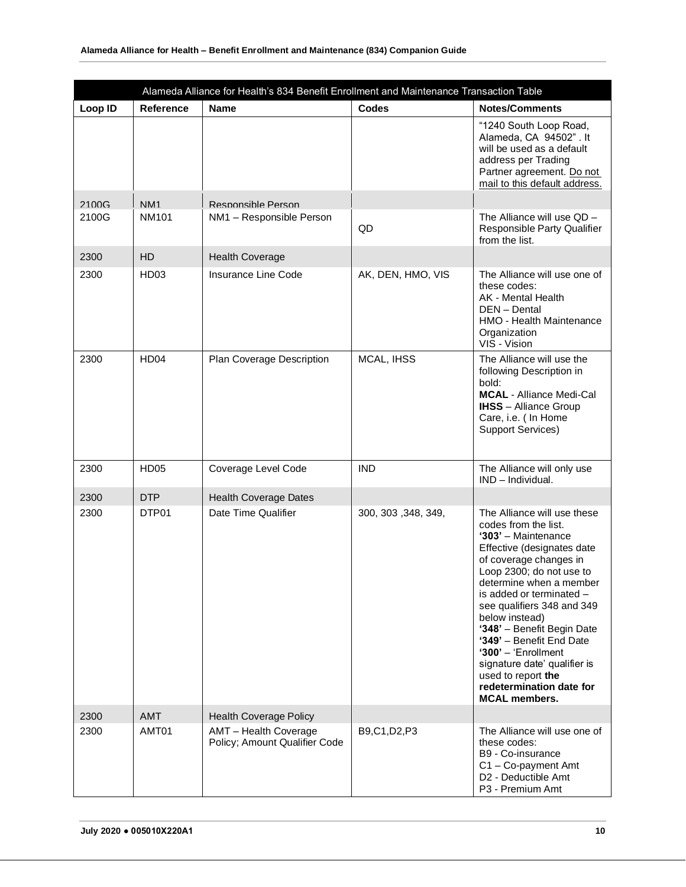| Alameda Alliance for Health's 834 Benefit Enrollment and Maintenance Transaction Table | | | | |
|---|---|---|---|---|
| **Loop ID** | **Reference** | **Name** | **Codes** | **Notes/Comments** |
| | | | | "1240 South Loop Road, Alameda, CA 94502" . It will be used as a default address per Trading Partner agreement. Do not mail to this default address. |
| 2100G | NM1 | Responsible Person | | |
| 2100G | NM101 | NM1 – Responsible Person | QD | The Alliance will use QD – Responsible Party Qualifier from the list. |
| 2300 | HD | Health Coverage | | |
| 2300 | HD03 | Insurance Line Code | AK, DEN, HMO, VIS | The Alliance will use one of these codes:<br>AK - Mental Health<br>DEN – Dental<br>HMO - Health Maintenance Organization<br>VIS - Vision |
| 2300 | HD04 | Plan Coverage Description | MCAL, IHSS | The Alliance will use the following Description in bold:<br>**MCAL** - Alliance Medi-Cal<br>**IHSS** – Alliance Group Care, i.e. ( In Home Support Services) |
| 2300 | HD05 | Coverage Level Code | IND | The Alliance will only use IND – Individual. |
| 2300 | DTP | Health Coverage Dates | | |
| 2300 | DTP01 | Date Time Qualifier | 300, 303 ,348, 349, | The Alliance will use these codes from the list.<br>**'303'** – Maintenance Effective (designates date of coverage changes in Loop 2300; do not use to determine when a member is added or terminated – see qualifiers 348 and 349 below instead)<br>**'348'** – Benefit Begin Date<br>**'349'** – Benefit End Date<br>**'300'** – 'Enrollment signature date' qualifier is used to report **the redetermination date for MCAL members.** |
| 2300 | AMT | Health Coverage Policy | | |
| 2300 | AMT01 | AMT – Health Coverage Policy; Amount Qualifier Code | B9,C1,D2,P3 | The Alliance will use one of these codes:<br>B9 - Co-insurance<br>C1 – Co-payment Amt<br>D2 - Deductible Amt<br>P3 - Premium Amt |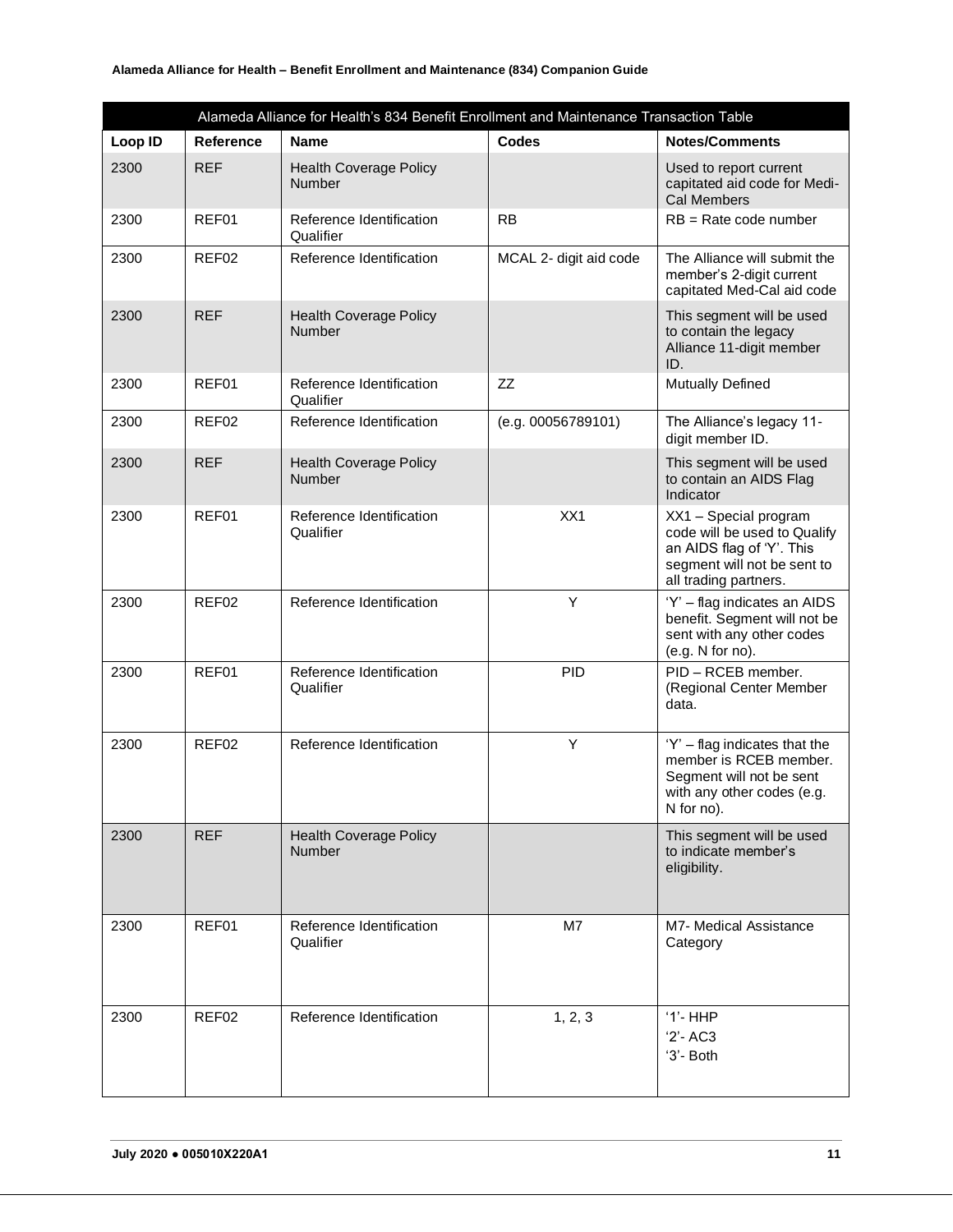| Alameda Alliance for Health's 834 Benefit Enrollment and Maintenance Transaction Table | | | | |
|---|---|---|---|---|
| **Loop ID** | **Reference** | **Name** | **Codes** | **Notes/Comments** |
| 2300 | REF | Health Coverage Policy Number | | Used to report current capitated aid code for Medi-Cal Members |
| 2300 | REF01 | Reference Identification Qualifier | RB | RB = Rate code number |
| 2300 | REF02 | Reference Identification | MCAL 2- digit aid code | The Alliance will submit the member's 2-digit current capitated Med-Cal aid code |
| 2300 | REF | Health Coverage Policy Number | | This segment will be used to contain the legacy Alliance 11-digit member ID. |
| 2300 | REF01 | Reference Identification Qualifier | ZZ | Mutually Defined |
| 2300 | REF02 | Reference Identification | (e.g. 00056789101) | The Alliance's legacy 11-digit member ID. |
| 2300 | REF | Health Coverage Policy Number | | This segment will be used to contain an AIDS Flag Indicator |
| 2300 | REF01 | Reference Identification Qualifier | XX1 | XX1 – Special program code will be used to Qualify an AIDS flag of 'Y'. This segment will not be sent to all trading partners. |
| 2300 | REF02 | Reference Identification | Y | 'Y' – flag indicates an AIDS benefit. Segment will not be sent with any other codes (e.g. N for no). |
| 2300 | REF01 | Reference Identification Qualifier | PID | PID – RCEB member. (Regional Center Member data. |
| 2300 | REF02 | Reference Identification | Y | 'Y' – flag indicates that the member is RCEB member. Segment will not be sent with any other codes (e.g. N for no). |
| 2300 | REF | Health Coverage Policy Number | | This segment will be used to indicate member's eligibility. |
| 2300 | REF01 | Reference Identification Qualifier | M7 | M7- Medical Assistance Category |
| 2300 | REF02 | Reference Identification | 1, 2, 3 | '1'- HHP<br>'2'- AC3<br>'3'- Both |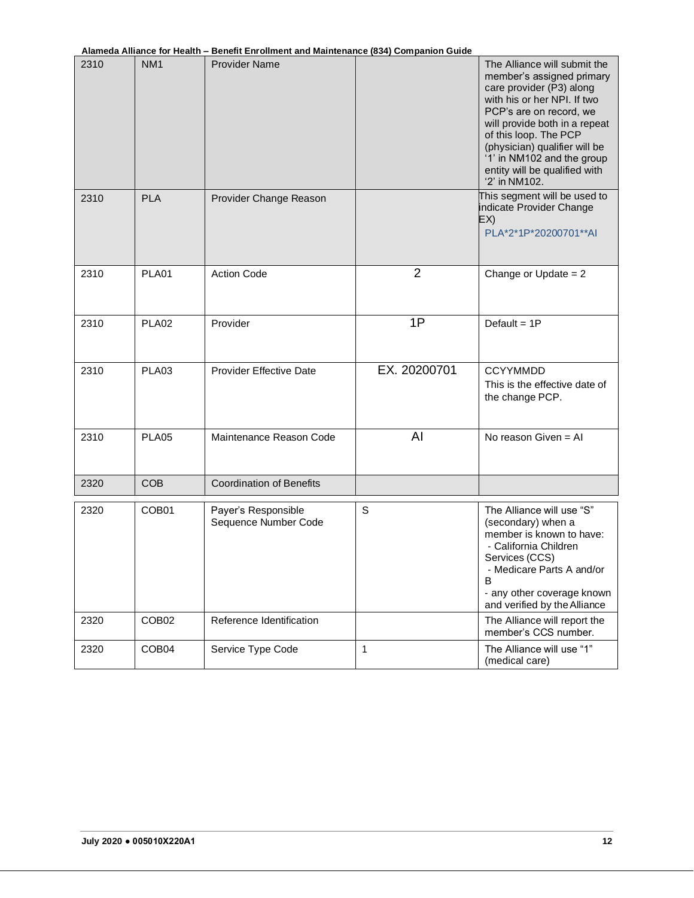| | | | | |
|---|---|---|---|---|
| 2310 | NM1 | Provider Name | | The Alliance will submit the member's assigned primary care provider (P3) along with his or her NPI. If two PCP's are on record, we will provide both in a repeat of this loop. The PCP (physician) qualifier will be '1' in NM102 and the group entity will be qualified with '2' in NM102. |
| 2310 | PLA | Provider Change Reason | | This segment will be used to indicate Provider Change EX) PLA*2*1P*20200701**AI |
| 2310 | PLA01 | Action Code | 2 | Change or Update = 2 |
| 2310 | PLA02 | Provider | 1P | Default = 1P |
| 2310 | PLA03 | Provider Effective Date | EX. 20200701 | CCYYMMDD This is the effective date of the change PCP. |
| 2310 | PLA05 | Maintenance Reason Code | AI | No reason Given = AI |
| 2320 | COB | Coordination of Benefits | | |
| 2320 | COB01 | Payer's Responsible Sequence Number Code | S | The Alliance will use "S" (secondary) when a member is known to have: - California Children Services (CCS) - Medicare Parts A and/or B - any other coverage known and verified by the Alliance |
| 2320 | COB02 | Reference Identification | | The Alliance will report the member's CCS number. |
| 2320 | COB04 | Service Type Code | 1 | The Alliance will use "1" (medical care) |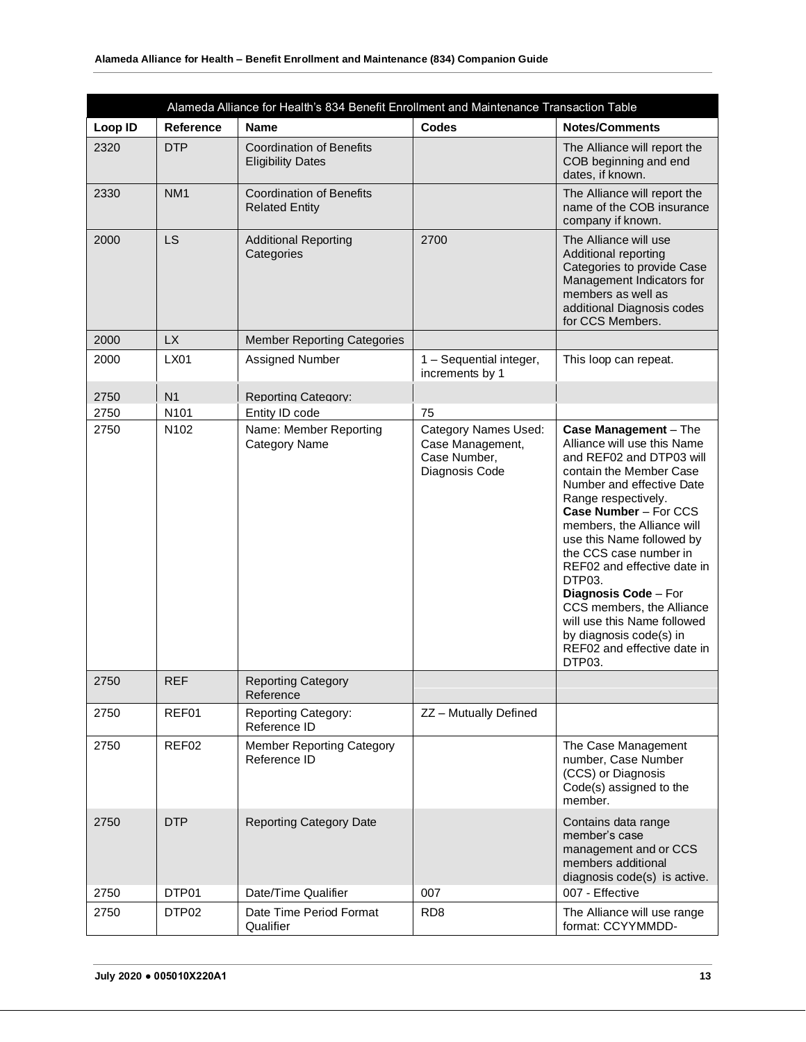| Alameda Alliance for Health's 834 Benefit Enrollment and Maintenance Transaction Table | | | | |
|---|---|---|---|---|
| **Loop ID** | **Reference** | **Name** | **Codes** | **Notes/Comments** |
| 2320 | DTP | Coordination of Benefits Eligibility Dates | | The Alliance will report the COB beginning and end dates, if known. |
| 2330 | NM1 | Coordination of Benefits Related Entity | | The Alliance will report the name of the COB insurance company if known. |
| 2000 | LS | Additional Reporting Categories | 2700 | The Alliance will use Additional reporting Categories to provide Case Management Indicators for members as well as additional Diagnosis codes for CCS Members. |
| 2000 | LX | Member Reporting Categories | | |
| 2000 | LX01 | Assigned Number | 1 – Sequential integer, increments by 1 | This loop can repeat. |
| 2750 | N1 | Reporting Category: | | |
| 2750 | N101 | Entity ID code | 75 | |
| 2750 | N102 | Name: Member Reporting Category Name | Category Names Used: Case Management, Case Number, Diagnosis Code | **Case Management** – The Alliance will use this Name and REF02 and DTP03 will contain the Member Case Number and effective Date Range respectively. **Case Number** – For CCS members, the Alliance will use this Name followed by the CCS case number in REF02 and effective date in DTP03. **Diagnosis Code** – For CCS members, the Alliance will use this Name followed by diagnosis code(s) in REF02 and effective date in DTP03. |
| 2750 | REF | Reporting Category Reference | | |
| 2750 | REF01 | Reporting Category: Reference ID | ZZ – Mutually Defined | |
| 2750 | REF02 | Member Reporting Category Reference ID | | The Case Management number, Case Number (CCS) or Diagnosis Code(s) assigned to the member. |
| 2750 | DTP | Reporting Category Date | | Contains data range member's case management and or CCS members additional diagnosis code(s) is active. |
| 2750 | DTP01 | Date/Time Qualifier | 007 | 007 - Effective |
| 2750 | DTP02 | Date Time Period Format Qualifier | RD8 | The Alliance will use range format: CCYYMMDD- |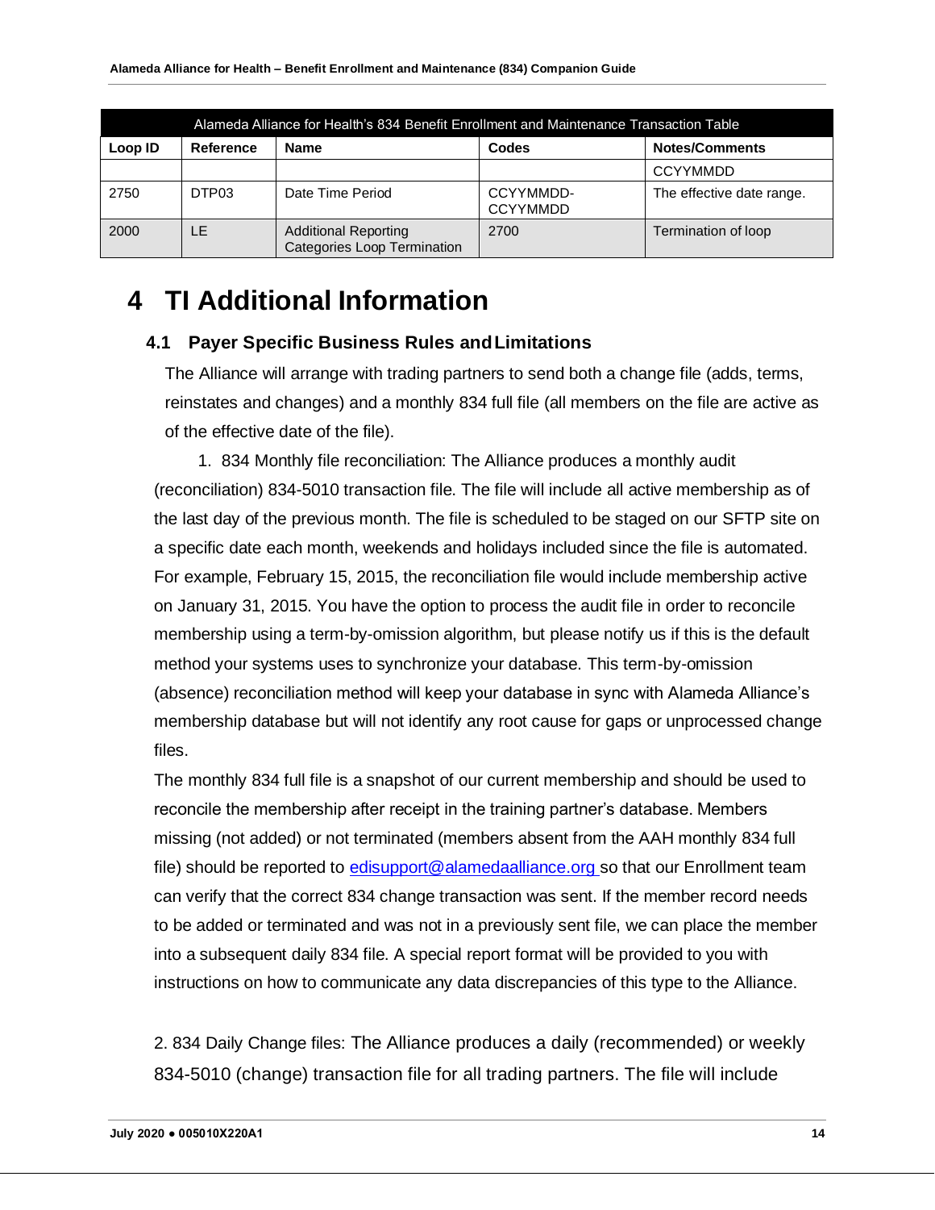| Alameda Alliance for Health's 834 Benefit Enrollment and Maintenance Transaction Table | | | | |
|---|---|---|---|---|
| **Loop ID** | **Reference** | **Name** | **Codes** | **Notes/Comments** |
| | | | | CCYYMMDD |
| 2750 | DTP03 | Date Time Period | CCYYMMDD-CCYYMMDD | The effective date range. |
| 2000 | LE | Additional Reporting Categories Loop Termination | 2700 | Termination of loop |

# 4 TI Additional Information

## 4.1 Payer Specific Business Rules and Limitations

The Alliance will arrange with trading partners to send both a change file (adds, terms, reinstates and changes) and a monthly 834 full file (all members on the file are active as of the effective date of the file).

1. 834 Monthly file reconciliation: The Alliance produces a monthly audit (reconciliation) 834-5010 transaction file. The file will include all active membership as of the last day of the previous month. The file is scheduled to be staged on our SFTP site on a specific date each month, weekends and holidays included since the file is automated. For example, February 15, 2015, the reconciliation file would include membership active on January 31, 2015. You have the option to process the audit file in order to reconcile membership using a term-by-omission algorithm, but please notify us if this is the default method your systems uses to synchronize your database. This term-by-omission (absence) reconciliation method will keep your database in sync with Alameda Alliance's membership database but will not identify any root cause for gaps or unprocessed change files.

The monthly 834 full file is a snapshot of our current membership and should be used to reconcile the membership after receipt in the training partner's database. Members missing (not added) or not terminated (members absent from the AAH monthly 834 full file) should be reported to edisupport@alamedaalliance.org so that our Enrollment team can verify that the correct 834 change transaction was sent. If the member record needs to be added or terminated and was not in a previously sent file, we can place the member into a subsequent daily 834 file. A special report format will be provided to you with instructions on how to communicate any data discrepancies of this type to the Alliance.

2. 834 Daily Change files: The Alliance produces a daily (recommended) or weekly 834-5010 (change) transaction file for all trading partners. The file will include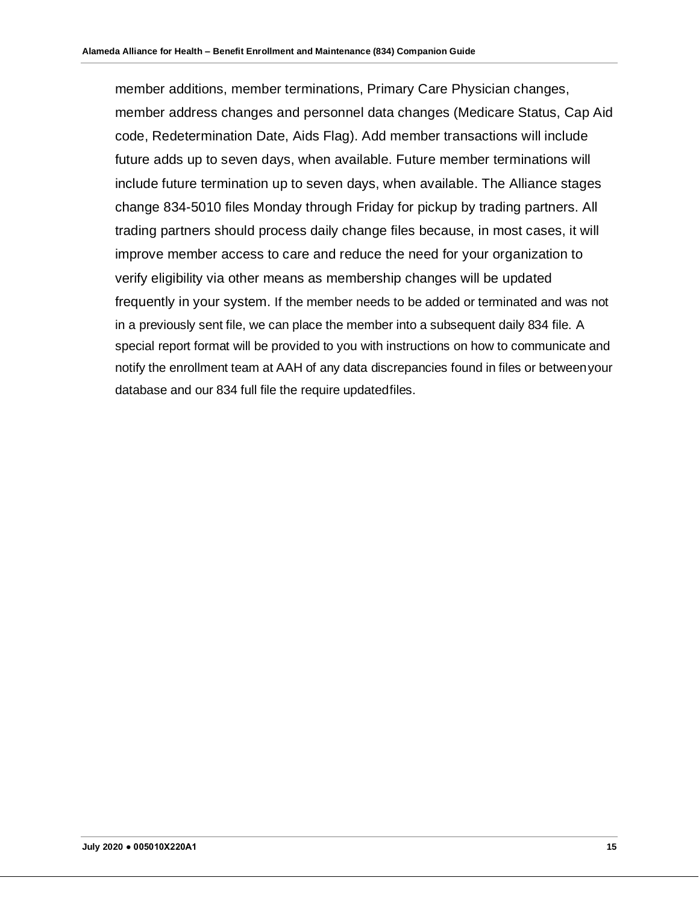member additions, member terminations, Primary Care Physician changes, member address changes and personnel data changes (Medicare Status, Cap Aid code, Redetermination Date, Aids Flag). Add member transactions will include future adds up to seven days, when available. Future member terminations will include future termination up to seven days, when available. The Alliance stages change 834-5010 files Monday through Friday for pickup by trading partners. All trading partners should process daily change files because, in most cases, it will improve member access to care and reduce the need for your organization to verify eligibility via other means as membership changes will be updated frequently in your system. If the member needs to be added or terminated and was not in a previously sent file, we can place the member into a subsequent daily 834 file. A special report format will be provided to you with instructions on how to communicate and notify the enrollment team at AAH of any data discrepancies found in files or between your database and our 834 full file the require updated files.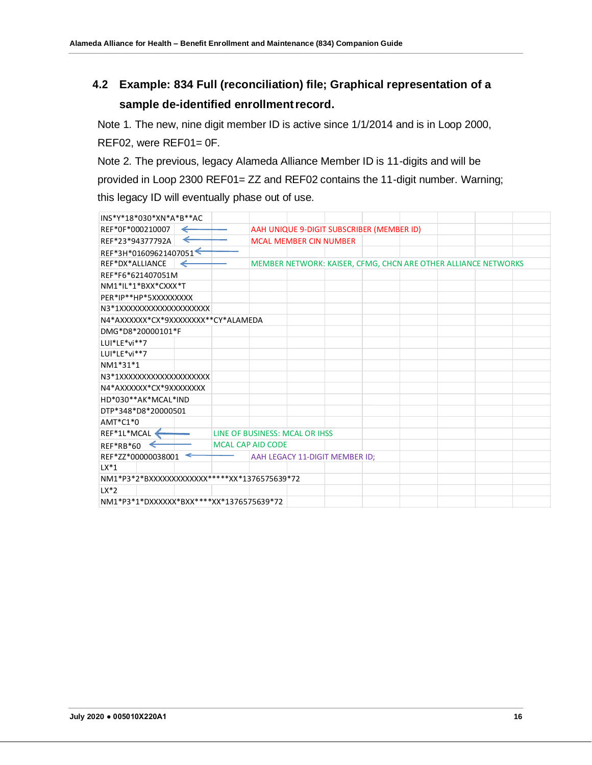## 4.2 Example: 834 Full (reconciliation) file; Graphical representation of a sample de-identified enrollment record.

Note 1. The new, nine digit member ID is active since 1/1/2014 and is in Loop 2000, REF02, were REF01= 0F.

Note 2. The previous, legacy Alameda Alliance Member ID is 11-digits and will be provided in Loop 2300 REF01= ZZ and REF02 contains the 11-digit number. Warning; this legacy ID will eventually phase out of use.

| Segment | Description |
|---|---|
| INS*Y*18*030*XN*A*B**AC | |
| REF*0F*000210007 ← | AAH UNIQUE 9-DIGIT SUBSCRIBER (MEMBER ID) |
| REF*23*94377792A ← | MCAL MEMBER CIN NUMBER |
| REF*3H*01609621407051 ← | |
| REF*DX*ALLIANCE ← | MEMBER NETWORK: KAISER, CFMG, CHCN ARE OTHER ALLIANCE NETWORKS |
| REF*F6*621407051M | |
| NM1*IL*1*BXX*CXXX*T | |
| PER*IP**HP*5XXXXXXXXX | |
| N3*1XXXXXXXXXXXXXXXXXXX | |
| N4*AXXXXXX*CX*9XXXXXXXX**CY*ALAMEDA | |
| DMG*D8*20000101*F | |
| LUI*LE*vi**7 | |
| LUI*LE*vi**7 | |
| NM1*31*1 | |
| N3*1XXXXXXXXXXXXXXXXXXX | |
| N4*AXXXXXX*CX*9XXXXXXXX | |
| HD*030**AK*MCAL*IND | |
| DTP*348*D8*20000501 | |
| AMT*C1*0 | |
| REF*1L*MCAL ← | LINE OF BUSINESS: MCAL OR IHSS |
| REF*RB*60 ← | MCAL CAP AID CODE |
| REF*ZZ*00000038001 ← | AAH LEGACY 11-DIGIT MEMBER ID; |
| LX*1 | |
| NM1*P3*2*BXXXXXXXXXXXXX*****XX*1376575639*72 | |
| LX*2 | |
| NM1*P3*1*DXXXXXX*BXX****XX*1376575639*72 | |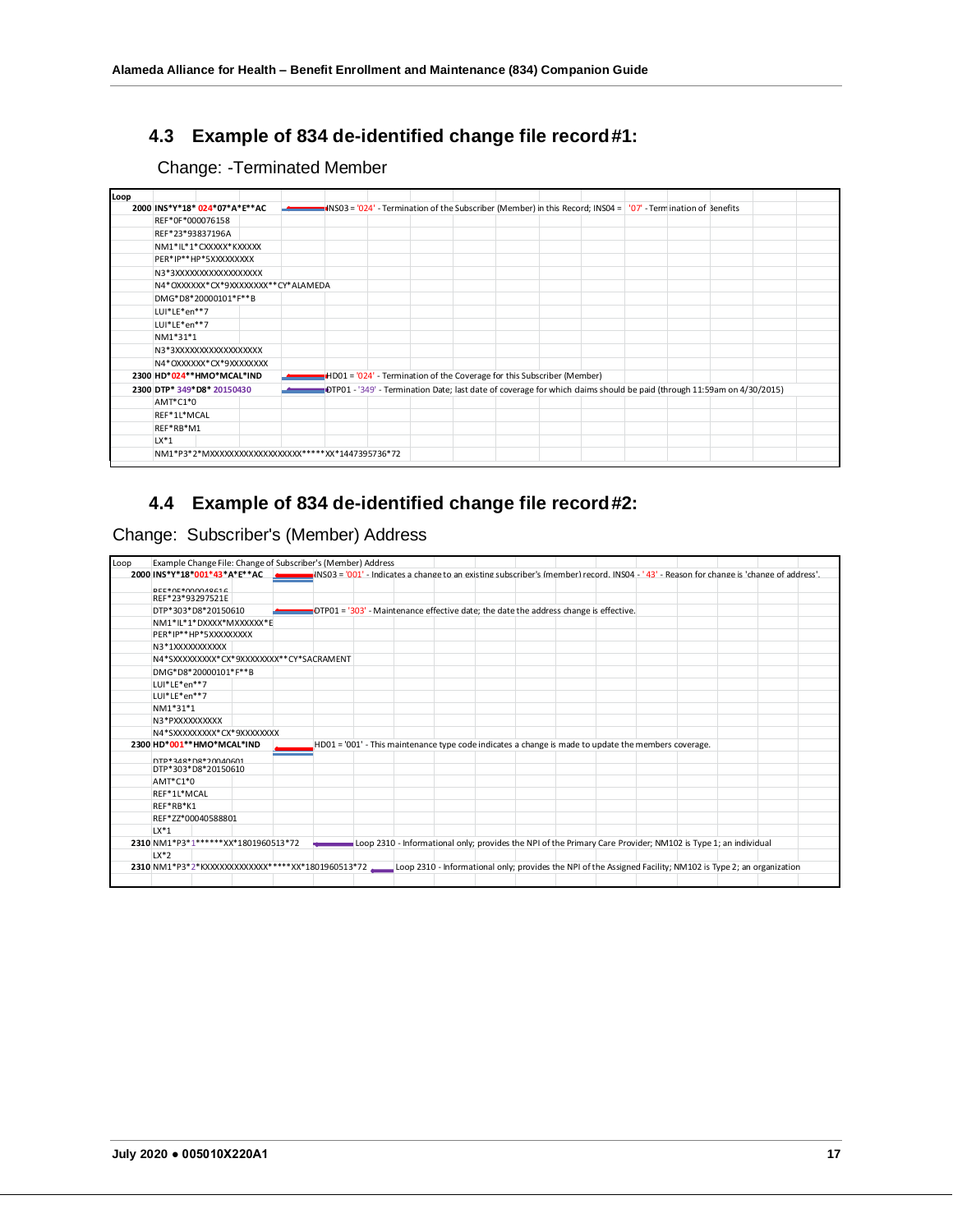## 4.3 Example of 834 de-identified change file record #1:

Change: -Terminated Member

| Loop | Segment | Description |
|---|---|---|
| 2000 | **INS*Y*18*024*07*A*E**AC** | INS03 = '024' - Termination of the Subscriber (Member) in this Record; INS04 = '07' - Termination of Benefits |
| | REF*0F*000076158 | |
| | REF*23*93837196A | |
| | NM1*IL*1*CXXXXX*KXXXXX | |
| | PER*IP**HP*5XXXXXXXXX | |
| | N3*3XXXXXXXXXXXXXXXXX | |
| | N4*OXXXXXX*CX*9XXXXXXXX**CY*ALAMEDA | |
| | DMG*D8*20000101*F**B | |
| | LUI*LE*en**7 | |
| | LUI*LE*en**7 | |
| | NM1*31*1 | |
| | N3*3XXXXXXXXXXXXXXXXX | |
| | N4*OXXXXXX*CX*9XXXXXXXX | |
| 2300 | **HD*024**HMO*MCAL*IND** | HD01 = '024' - Termination of the Coverage for this Subscriber (Member) |
| 2300 | **DTP* 349*D8* 20150430** | DTP01 - '349' - Termination Date; last date of coverage for which claims should be paid (through 11:59am on 4/30/2015) |
| | AMT*C1*0 | |
| | REF*1L*MCAL | |
| | REF*RB*M1 | |
| | LX*1 | |
| | NM1*P3*2*MXXXXXXXXXXXXXXXXXXX*****XX*1447395736*72 | |

## 4.4 Example of 834 de-identified change file record #2:

Change: Subscriber's (Member) Address

| Loop | Segment | Description |
|---|---|---|
| | Example Change File: Change of Subscriber's (Member) Address | |
| 2000 | **INS*Y*18*001*43*A*E**AC** | INS03 = '001' - Indicates a change to an existing subscriber's (member) record. INS04 - '43' - Reason for change is 'change of address'. |
| | REF*0F*000048616 | |
| | REF*23*93297521E | |
| | DTP*303*D8*20150610 | DTP01 = '303' - Maintenance effective date; the date the address change is effective. |
| | NM1*IL*1*DXXXX*MXXXXXX*E | |
| | PER*IP**HP*5XXXXXXXXX | |
| | N3*1XXXXXXXXXXX | |
| | N4*SXXXXXXXXX*CX*9XXXXXXXX**CY*SACRAMENT | |
| | DMG*D8*20000101*F**B | |
| | LUI*LE*en**7 | |
| | LUI*LE*en**7 | |
| | NM1*31*1 | |
| | N3*PXXXXXXXXXX | |
| | N4*SXXXXXXXXX*CX*9XXXXXXXX | |
| 2300 | **HD*001**HMO*MCAL*IND** | HD01 = '001' - This maintenance type code indicates a change is made to update the members coverage. |
| | DTP*348*D8*20040601 | |
| | DTP*303*D8*20150610 | |
| | AMT*C1*0 | |
| | REF*1L*MCAL | |
| | REF*RB*K1 | |
| | REF*ZZ*00040588801 | |
| | LX*1 | |
| 2310 | NM1*P3*1******XX*1801960513*72 | Loop 2310 - Informational only; provides the NPI of the Primary Care Provider; NM102 is Type 1; an individual |
| | LX*2 | |
| 2310 | NM1*P3*2*KXXXXXXXXXXXXX*****XX*1801960513*72 | Loop 2310 - Informational only; provides the NPI of the Assigned Facility; NM102 is Type 2; an organization |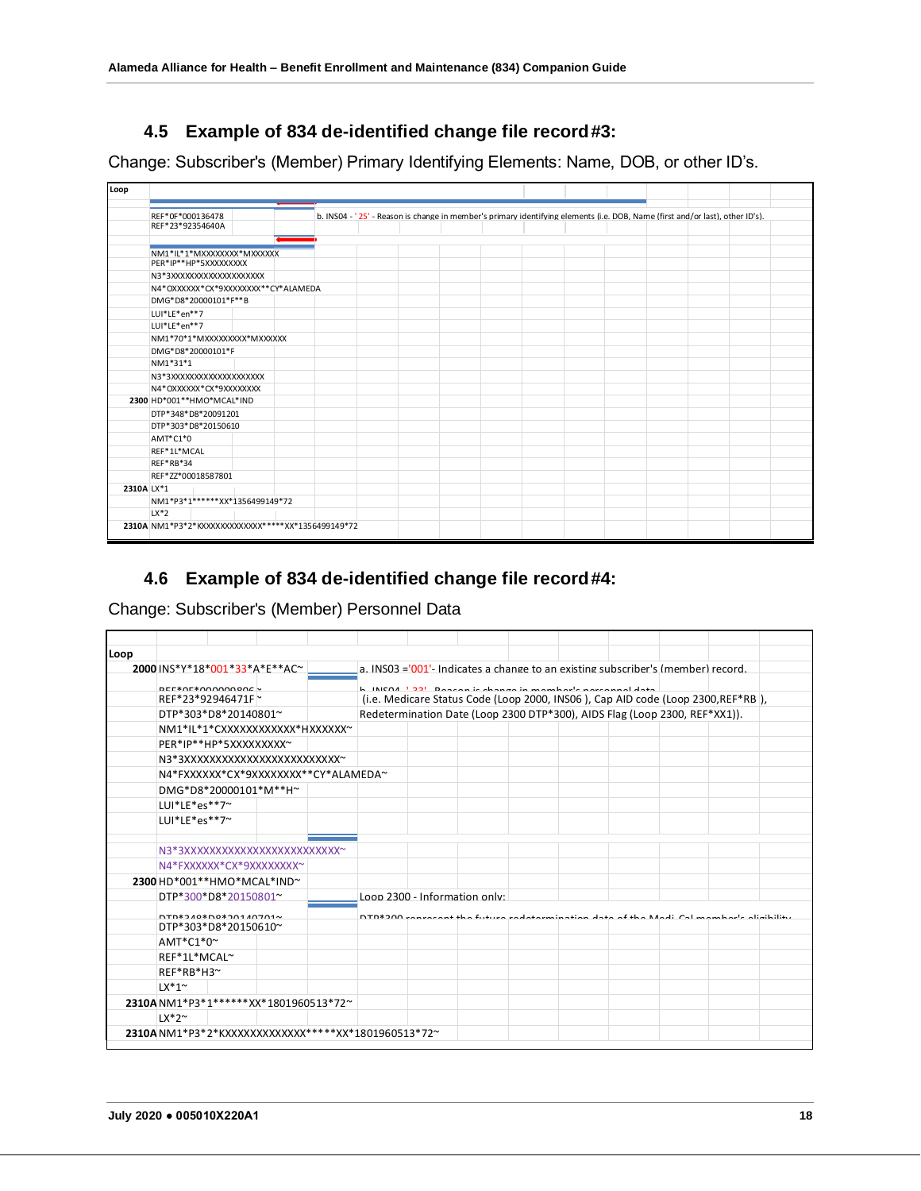## 4.5 Example of 834 de-identified change file record #3:

Change: Subscriber's (Member) Primary Identifying Elements: Name, DOB, or other ID's.

| Loop | Segment | Notes |
|---|---|---|
| | REF*0F*000136478 | b. INS04 - '25' - Reason is change in member's primary identifying elements (i.e. DOB, Name (first and/or last), other ID's). |
| | REF*23*92354640A | |
| | NM1*IL*1*MXXXXXXXX*MXXXXXX | |
| | PER*IP**HP*5XXXXXXXXX | |
| | N3*3XXXXXXXXXXXXXXXXXXXX | |
| | N4*OXXXXXX*CX*9XXXXXXXX**CY*ALAMEDA | |
| | DMG*D8*20000101*F**B | |
| | LUI*LE*en**7 | |
| | LUI*LE*en**7 | |
| | NM1*70*1*MXXXXXXXXX*MXXXXXX | |
| | DMG*D8*20000101*F | |
| | NM1*31*1 | |
| | N3*3XXXXXXXXXXXXXXXXXXXX | |
| | N4*OXXXXXX*CX*9XXXXXXXX | |
| 2300 | HD*001**HMO*MCAL*IND | |
| | DTP*348*D8*20091201 | |
| | DTP*303*D8*20150610 | |
| | AMT*C1*0 | |
| | REF*1L*MCAL | |
| | REF*RB*34 | |
| | REF*ZZ*00018587801 | |
| 2310A | LX*1 | |
| | NM1*P3*1******XX*1356499149*72 | |
| | LX*2 | |
| 2310A | NM1*P3*2*KXXXXXXXXXXXXX*****XX*1356499149*72 | |

## 4.6 Example of 834 de-identified change file record #4:

Change: Subscriber's (Member) Personnel Data

| Loop | Segment | Notes |
|---|---|---|
| 2000 | INS*Y*18*001*33*A*E**AC~ | a. INS03 ='001'- Indicates a change to an existing subscriber's (member) record. |
| | REF*0F*000000806~ | b. INS04 - '33' - Reason is change in member's personnel data |
| | REF*23*92946471F~ | (i.e. Medicare Status Code (Loop 2000, INS06 ), Cap AID code (Loop 2300,REF*RB ), |
| | DTP*303*D8*20140801~ | Redetermination Date (Loop 2300 DTP*300), AIDS Flag (Loop 2300, REF*XX1)). |
| | NM1*IL*1*CXXXXXXXXXXXX*HXXXXXX~ | |
| | PER*IP**HP*5XXXXXXXXX~ | |
| | N3*3XXXXXXXXXXXXXXXXXXXXXXXXXX~ | |
| | N4*FXXXXXX*CX*9XXXXXXXX**CY*ALAMEDA~ | |
| | DMG*D8*20000101*M**H~ | |
| | LUI*LE*es**7~ | |
| | LUI*LE*es**7~ | |
| | N3*3XXXXXXXXXXXXXXXXXXXXXXXXXX~ | |
| | N4*FXXXXXX*CX*9XXXXXXXX~ | |
| 2300 | HD*001**HMO*MCAL*IND~ | |
| | DTP*300*D8*20150801~ | Loop 2300 - Information only: |
| | DTP*348*D8*20140701~ | DTP*300 represent the future redetermination date of the Medi-Cal member's eligibility |
| | DTP*303*D8*20150610~ | |
| | AMT*C1*0~ | |
| | REF*1L*MCAL~ | |
| | REF*RB*H3~ | |
| | LX*1~ | |
| 2310A | NM1*P3*1******XX*1801960513*72~ | |
| | LX*2~ | |
| 2310A | NM1*P3*2*KXXXXXXXXXXXXX*****XX*1801960513*72~ | |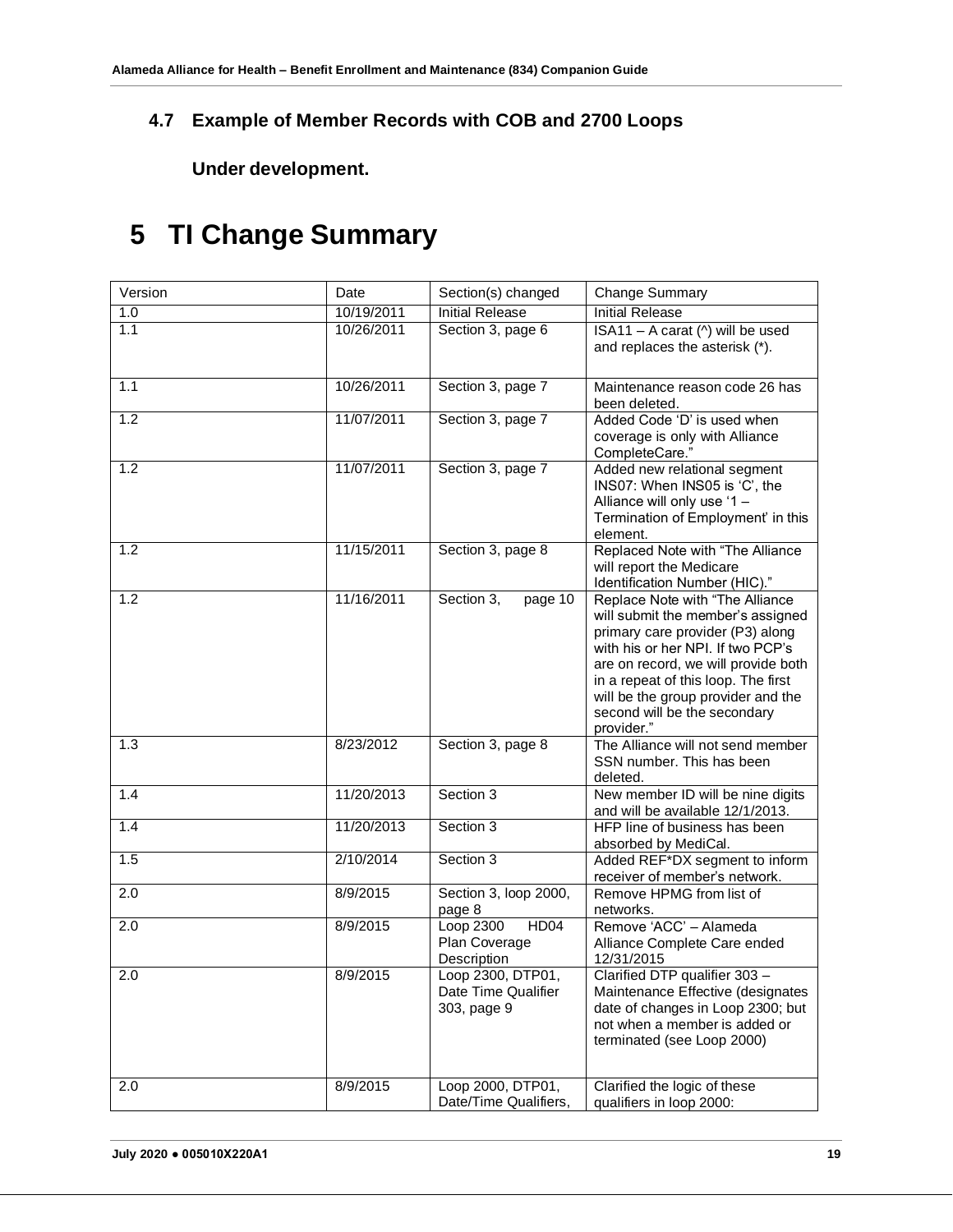### 4.7 Example of Member Records with COB and 2700 Loops

**Under development.**

# 5 TI Change Summary

| Version | Date | Section(s) changed | Change Summary |
|---|---|---|---|
| 1.0 | 10/19/2011 | Initial Release | Initial Release |
| 1.1 | 10/26/2011 | Section 3, page 6 | ISA11 – A carat (^) will be used and replaces the asterisk (*). |
| 1.1 | 10/26/2011 | Section 3, page 7 | Maintenance reason code 26 has been deleted. |
| 1.2 | 11/07/2011 | Section 3, page 7 | Added Code 'D' is used when coverage is only with Alliance CompleteCare." |
| 1.2 | 11/07/2011 | Section 3, page 7 | Added new relational segment INS07: When INS05 is 'C', the Alliance will only use '1 – Termination of Employment' in this element. |
| 1.2 | 11/15/2011 | Section 3, page 8 | Replaced Note with "The Alliance will report the Medicare Identification Number (HIC)." |
| 1.2 | 11/16/2011 | Section 3, page 10 | Replace Note with "The Alliance will submit the member's assigned primary care provider (P3) along with his or her NPI. If two PCP's are on record, we will provide both in a repeat of this loop. The first will be the group provider and the second will be the secondary provider." |
| 1.3 | 8/23/2012 | Section 3, page 8 | The Alliance will not send member SSN number. This has been deleted. |
| 1.4 | 11/20/2013 | Section 3 | New member ID will be nine digits and will be available 12/1/2013. |
| 1.4 | 11/20/2013 | Section 3 | HFP line of business has been absorbed by MediCal. |
| 1.5 | 2/10/2014 | Section 3 | Added REF*DX segment to inform receiver of member's network. |
| 2.0 | 8/9/2015 | Section 3, loop 2000, page 8 | Remove HPMG from list of networks. |
| 2.0 | 8/9/2015 | Loop 2300 HD04 Plan Coverage Description | Remove 'ACC' – Alameda Alliance Complete Care ended 12/31/2015 |
| 2.0 | 8/9/2015 | Loop 2300, DTP01, Date Time Qualifier 303, page 9 | Clarified DTP qualifier 303 – Maintenance Effective (designates date of changes in Loop 2300; but not when a member is added or terminated (see Loop 2000) |
| 2.0 | 8/9/2015 | Loop 2000, DTP01, Date/Time Qualifiers, | Clarified the logic of these qualifiers in loop 2000: |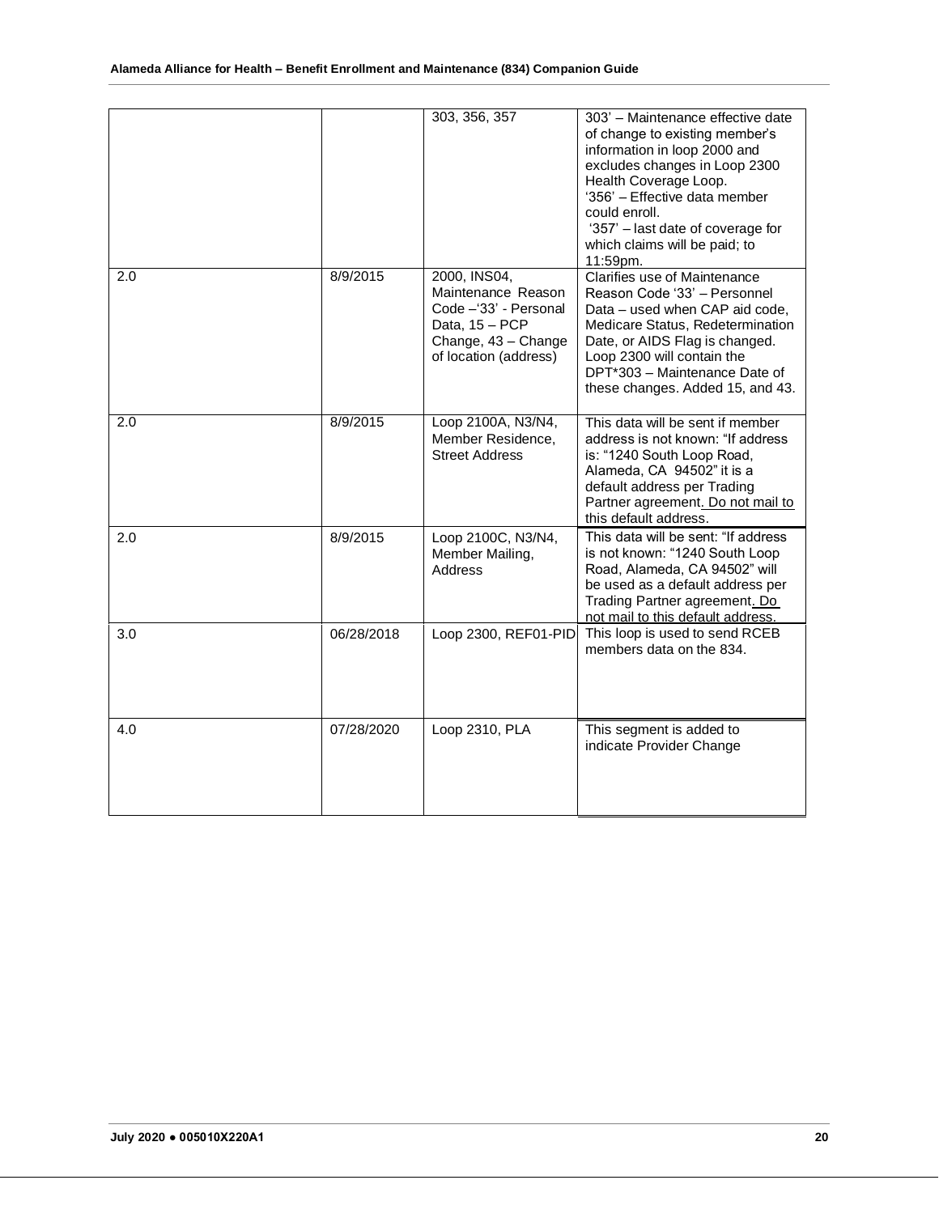| | | | |
|---|---|---|---|
| | | 303, 356, 357 | 303' – Maintenance effective date of change to existing member's information in loop 2000 and excludes changes in Loop 2300 Health Coverage Loop.<br>'356' – Effective data member could enroll.<br>'357' – last date of coverage for which claims will be paid; to 11:59pm. |
| 2.0 | 8/9/2015 | 2000, INS04, Maintenance Reason Code –'33' - Personal Data, 15 – PCP Change, 43 – Change of location (address) | Clarifies use of Maintenance Reason Code '33' – Personnel Data – used when CAP aid code, Medicare Status, Redetermination Date, or AIDS Flag is changed. Loop 2300 will contain the DPT*303 – Maintenance Date of these changes. Added 15, and 43. |
| 2.0 | 8/9/2015 | Loop 2100A, N3/N4, Member Residence, Street Address | This data will be sent if member address is not known: "If address is: "1240 South Loop Road, Alameda, CA 94502" it is a default address per Trading Partner agreement. Do not mail to this default address. |
| 2.0 | 8/9/2015 | Loop 2100C, N3/N4, Member Mailing, Address | This data will be sent: "If address is not known: "1240 South Loop Road, Alameda, CA 94502" will be used as a default address per Trading Partner agreement. Do not mail to this default address. |
| 3.0 | 06/28/2018 | Loop 2300, REF01-PID | This loop is used to send RCEB members data on the 834. |
| 4.0 | 07/28/2020 | Loop 2310, PLA | This segment is added to indicate Provider Change |